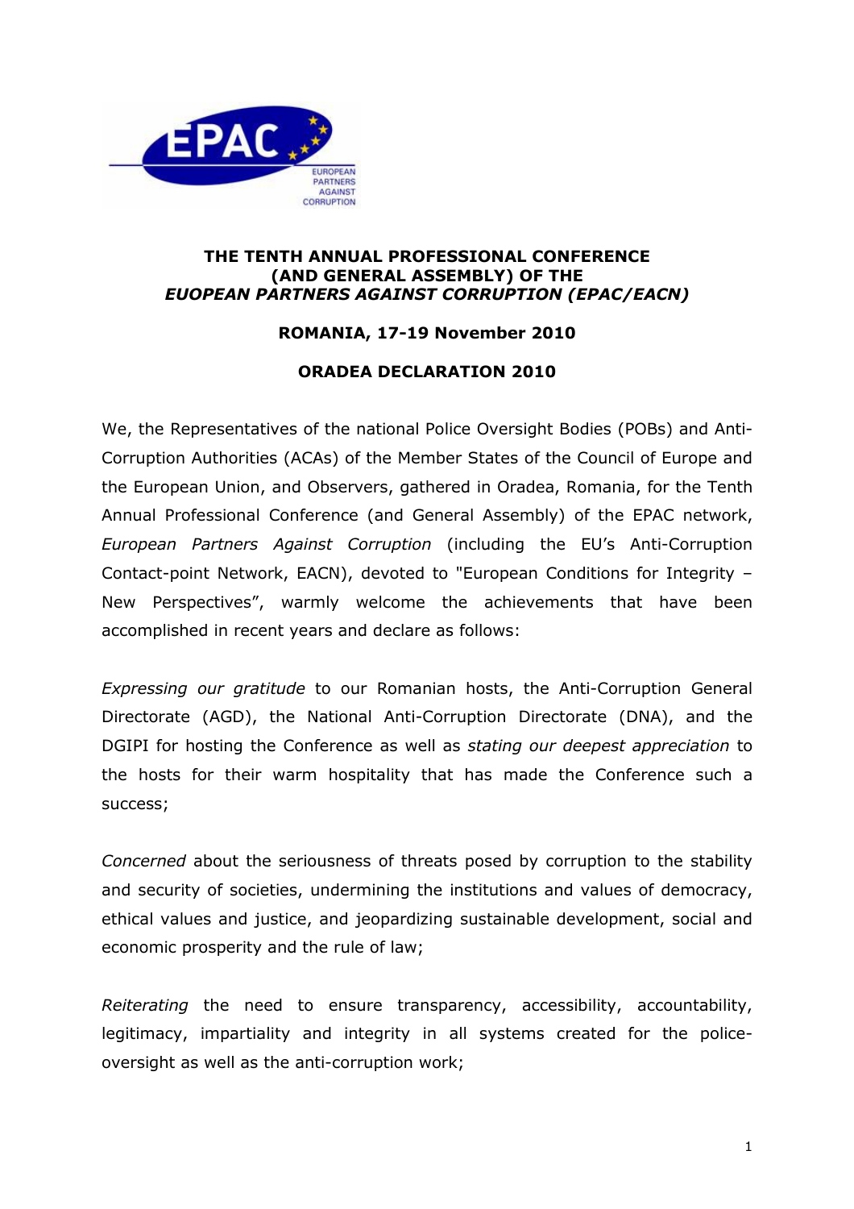**THE TENTH ANNUAL PROFESSIONAL CONFERENCE**
**(AND GENERAL ASSEMBLY) OF THE**
***EUOPEAN PARTNERS AGAINST CORRUPTION (EPAC/EACN)***

**ROMANIA, 17-19 November 2010**

**ORADEA DECLARATION 2010**

We, the Representatives of the national Police Oversight Bodies (POBs) and Anti-Corruption Authorities (ACAs) of the Member States of the Council of Europe and the European Union, and Observers, gathered in Oradea, Romania, for the Tenth Annual Professional Conference (and General Assembly) of the EPAC network, *European Partners Against Corruption* (including the EU's Anti-Corruption Contact-point Network, EACN), devoted to "European Conditions for Integrity – New Perspectives", warmly welcome the achievements that have been accomplished in recent years and declare as follows:

*Expressing our gratitude* to our Romanian hosts, the Anti-Corruption General Directorate (AGD), the National Anti-Corruption Directorate (DNA), and the DGIPI for hosting the Conference as well as *stating our deepest appreciation* to the hosts for their warm hospitality that has made the Conference such a success;

*Concerned* about the seriousness of threats posed by corruption to the stability and security of societies, undermining the institutions and values of democracy, ethical values and justice, and jeopardizing sustainable development, social and economic prosperity and the rule of law;

*Reiterating* the need to ensure transparency, accessibility, accountability, legitimacy, impartiality and integrity in all systems created for the police-oversight as well as the anti-corruption work;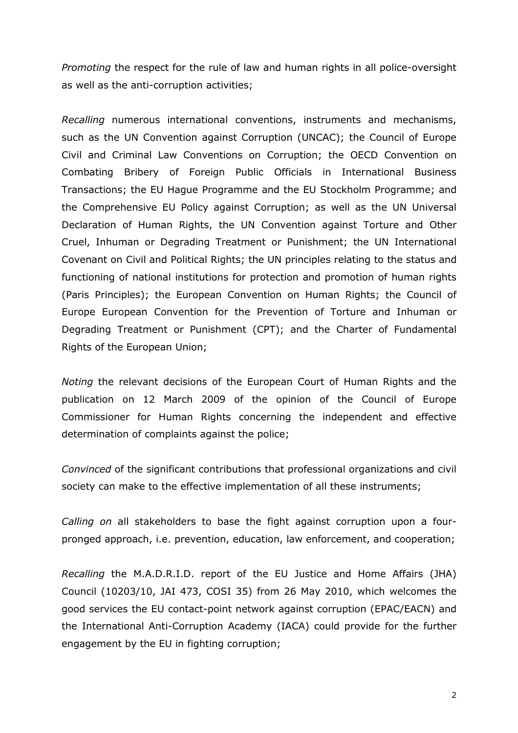*Promoting* the respect for the rule of law and human rights in all police-oversight as well as the anti-corruption activities;

*Recalling* numerous international conventions, instruments and mechanisms, such as the UN Convention against Corruption (UNCAC); the Council of Europe Civil and Criminal Law Conventions on Corruption; the OECD Convention on Combating Bribery of Foreign Public Officials in International Business Transactions; the EU Hague Programme and the EU Stockholm Programme; and the Comprehensive EU Policy against Corruption; as well as the UN Universal Declaration of Human Rights, the UN Convention against Torture and Other Cruel, Inhuman or Degrading Treatment or Punishment; the UN International Covenant on Civil and Political Rights; the UN principles relating to the status and functioning of national institutions for protection and promotion of human rights (Paris Principles); the European Convention on Human Rights; the Council of Europe European Convention for the Prevention of Torture and Inhuman or Degrading Treatment or Punishment (CPT); and the Charter of Fundamental Rights of the European Union;

*Noting* the relevant decisions of the European Court of Human Rights and the publication on 12 March 2009 of the opinion of the Council of Europe Commissioner for Human Rights concerning the independent and effective determination of complaints against the police;

*Convinced* of the significant contributions that professional organizations and civil society can make to the effective implementation of all these instruments;

*Calling on* all stakeholders to base the fight against corruption upon a four-pronged approach, i.e. prevention, education, law enforcement, and cooperation;

*Recalling* the M.A.D.R.I.D. report of the EU Justice and Home Affairs (JHA) Council (10203/10, JAI 473, COSI 35) from 26 May 2010, which welcomes the good services the EU contact-point network against corruption (EPAC/EACN) and the International Anti-Corruption Academy (IACA) could provide for the further engagement by the EU in fighting corruption;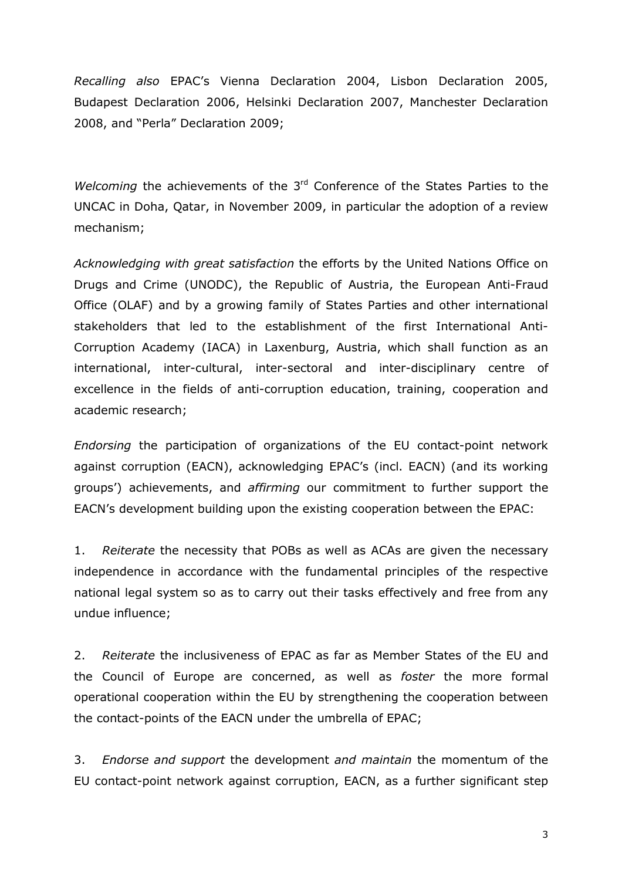*Recalling also* EPAC's Vienna Declaration 2004, Lisbon Declaration 2005, Budapest Declaration 2006, Helsinki Declaration 2007, Manchester Declaration 2008, and "Perla" Declaration 2009;

*Welcoming* the achievements of the 3rd Conference of the States Parties to the UNCAC in Doha, Qatar, in November 2009, in particular the adoption of a review mechanism;

*Acknowledging with great satisfaction* the efforts by the United Nations Office on Drugs and Crime (UNODC), the Republic of Austria, the European Anti-Fraud Office (OLAF) and by a growing family of States Parties and other international stakeholders that led to the establishment of the first International Anti-Corruption Academy (IACA) in Laxenburg, Austria, which shall function as an international, inter-cultural, inter-sectoral and inter-disciplinary centre of excellence in the fields of anti-corruption education, training, cooperation and academic research;

*Endorsing* the participation of organizations of the EU contact-point network against corruption (EACN), acknowledging EPAC's (incl. EACN) (and its working groups') achievements, and *affirming* our commitment to further support the EACN's development building upon the existing cooperation between the EPAC:

1. *Reiterate* the necessity that POBs as well as ACAs are given the necessary independence in accordance with the fundamental principles of the respective national legal system so as to carry out their tasks effectively and free from any undue influence;

2. *Reiterate* the inclusiveness of EPAC as far as Member States of the EU and the Council of Europe are concerned, as well as *foster* the more formal operational cooperation within the EU by strengthening the cooperation between the contact-points of the EACN under the umbrella of EPAC;

3. *Endorse and support* the development *and maintain* the momentum of the EU contact-point network against corruption, EACN, as a further significant step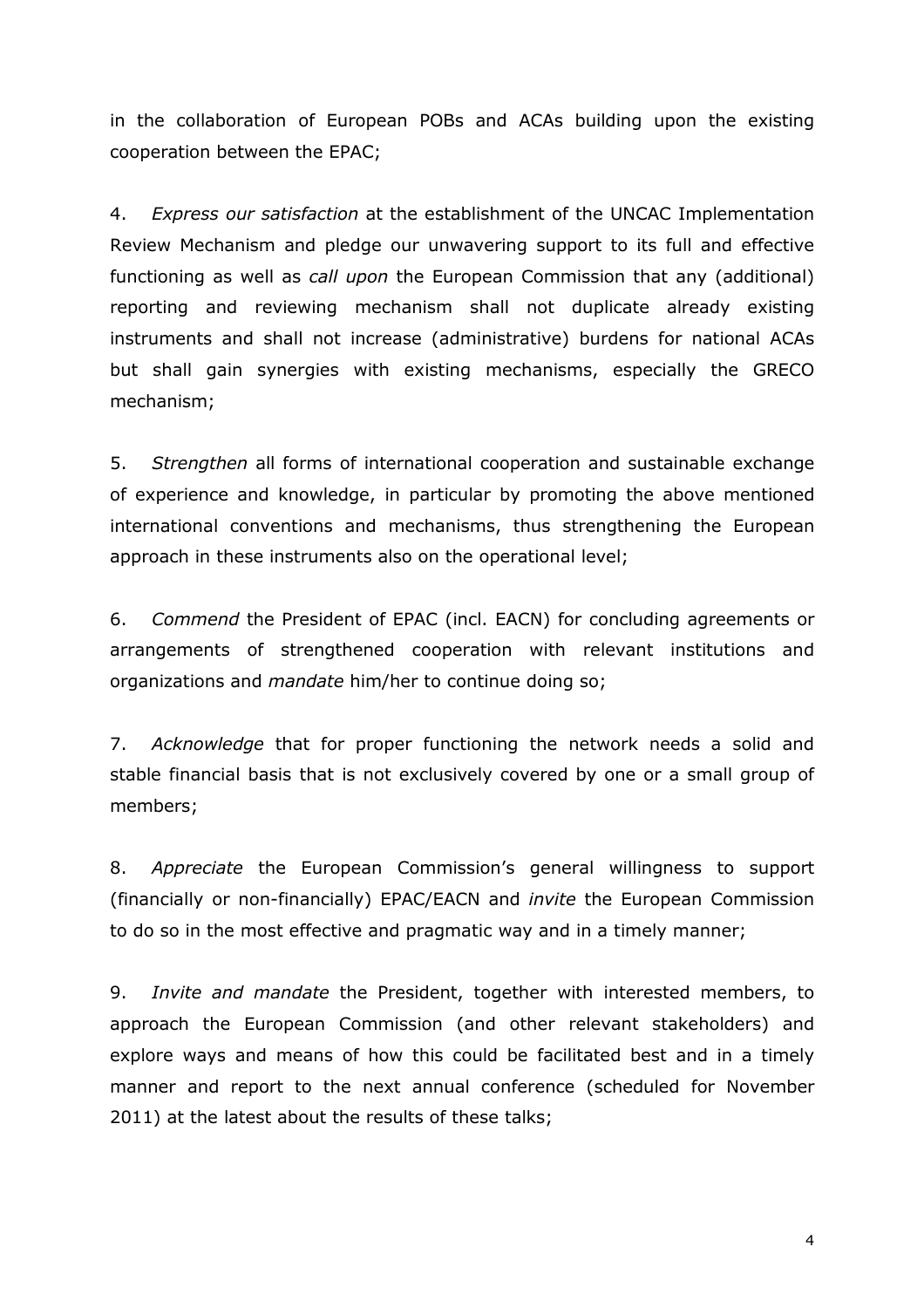in the collaboration of European POBs and ACAs building upon the existing cooperation between the EPAC;

4. *Express our satisfaction* at the establishment of the UNCAC Implementation Review Mechanism and pledge our unwavering support to its full and effective functioning as well as *call upon* the European Commission that any (additional) reporting and reviewing mechanism shall not duplicate already existing instruments and shall not increase (administrative) burdens for national ACAs but shall gain synergies with existing mechanisms, especially the GRECO mechanism;

5. *Strengthen* all forms of international cooperation and sustainable exchange of experience and knowledge, in particular by promoting the above mentioned international conventions and mechanisms, thus strengthening the European approach in these instruments also on the operational level;

6. *Commend* the President of EPAC (incl. EACN) for concluding agreements or arrangements of strengthened cooperation with relevant institutions and organizations and *mandate* him/her to continue doing so;

7. *Acknowledge* that for proper functioning the network needs a solid and stable financial basis that is not exclusively covered by one or a small group of members;

8. *Appreciate* the European Commission's general willingness to support (financially or non-financially) EPAC/EACN and *invite* the European Commission to do so in the most effective and pragmatic way and in a timely manner;

9. *Invite and mandate* the President, together with interested members, to approach the European Commission (and other relevant stakeholders) and explore ways and means of how this could be facilitated best and in a timely manner and report to the next annual conference (scheduled for November 2011) at the latest about the results of these talks;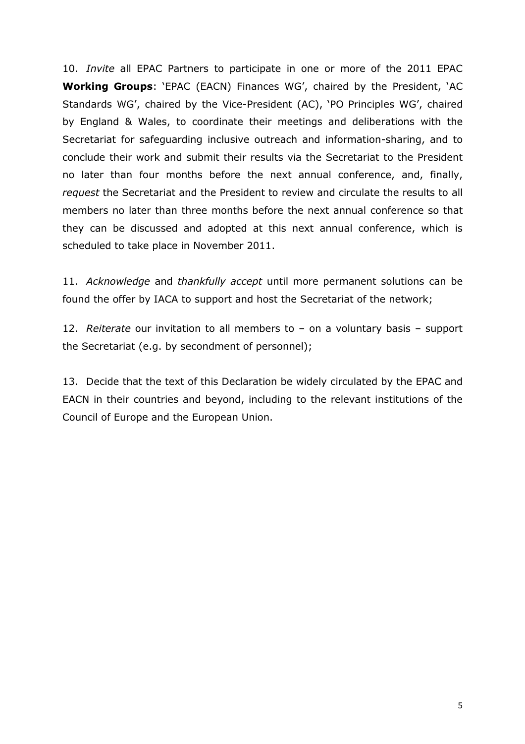10. *Invite* all EPAC Partners to participate in one or more of the 2011 EPAC **Working Groups**: 'EPAC (EACN) Finances WG', chaired by the President, 'AC Standards WG', chaired by the Vice-President (AC), 'PO Principles WG', chaired by England & Wales, to coordinate their meetings and deliberations with the Secretariat for safeguarding inclusive outreach and information-sharing, and to conclude their work and submit their results via the Secretariat to the President no later than four months before the next annual conference, and, finally, *request* the Secretariat and the President to review and circulate the results to all members no later than three months before the next annual conference so that they can be discussed and adopted at this next annual conference, which is scheduled to take place in November 2011.

11. *Acknowledge* and *thankfully accept* until more permanent solutions can be found the offer by IACA to support and host the Secretariat of the network;

12. *Reiterate* our invitation to all members to – on a voluntary basis – support the Secretariat (e.g. by secondment of personnel);

13. Decide that the text of this Declaration be widely circulated by the EPAC and EACN in their countries and beyond, including to the relevant institutions of the Council of Europe and the European Union.